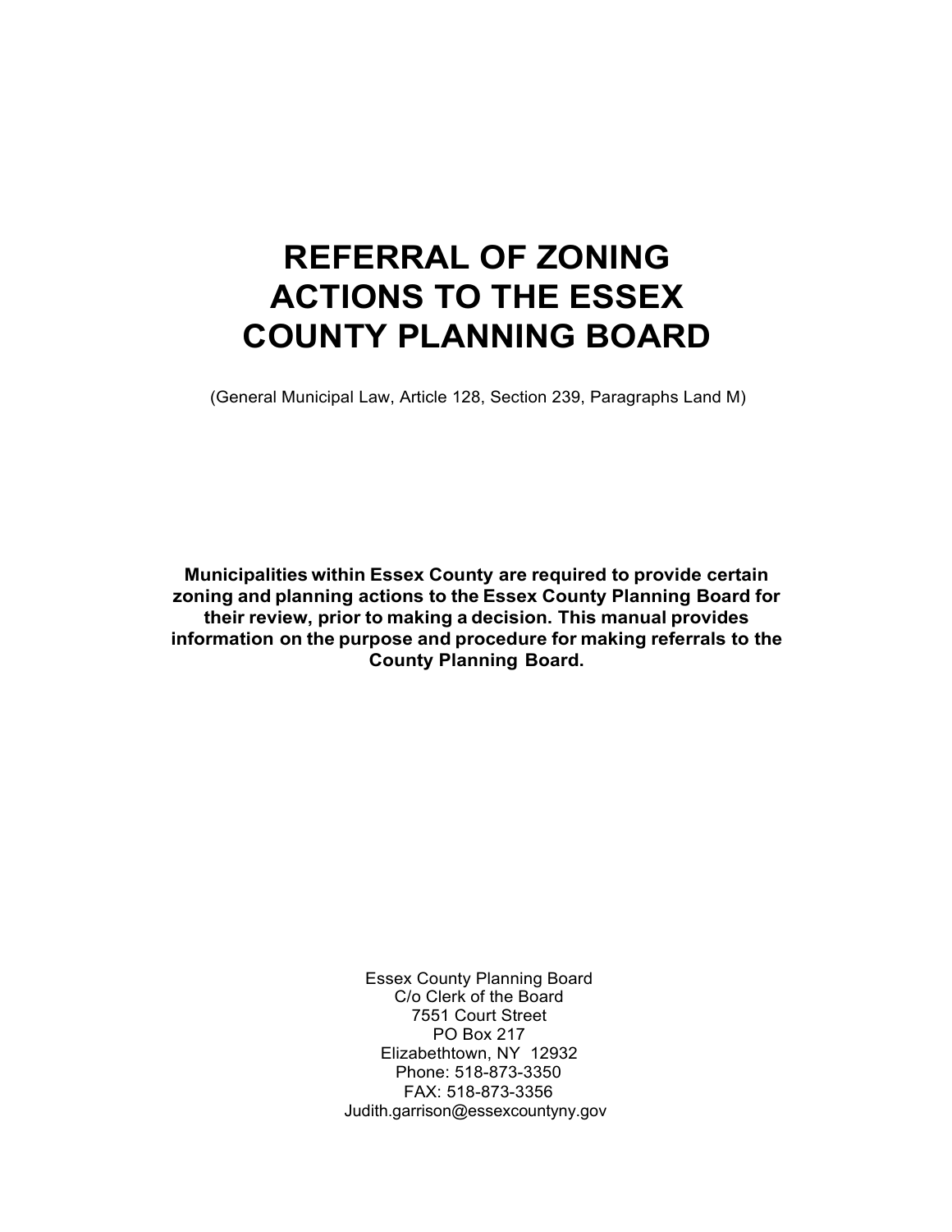# REFERRAL OF ZONING ACTIONS TO THE ESSEX COUNTY PLANNING BOARD

(General Municipal Law, Article 128, Section 239, Paragraphs Land M)

**Municipalities within Essex County are required to provide certain zoning and planning actions to the Essex County Planning Board for their review, prior to making a decision. This manual provides information on the purpose and procedure for making referrals to the County Planning Board.**

Essex County Planning Board
C/o Clerk of the Board
7551 Court Street
PO Box 217
Elizabethtown, NY 12932
Phone: 518-873-3350
FAX: 518-873-3356
Judith.garrison@essexcountyny.gov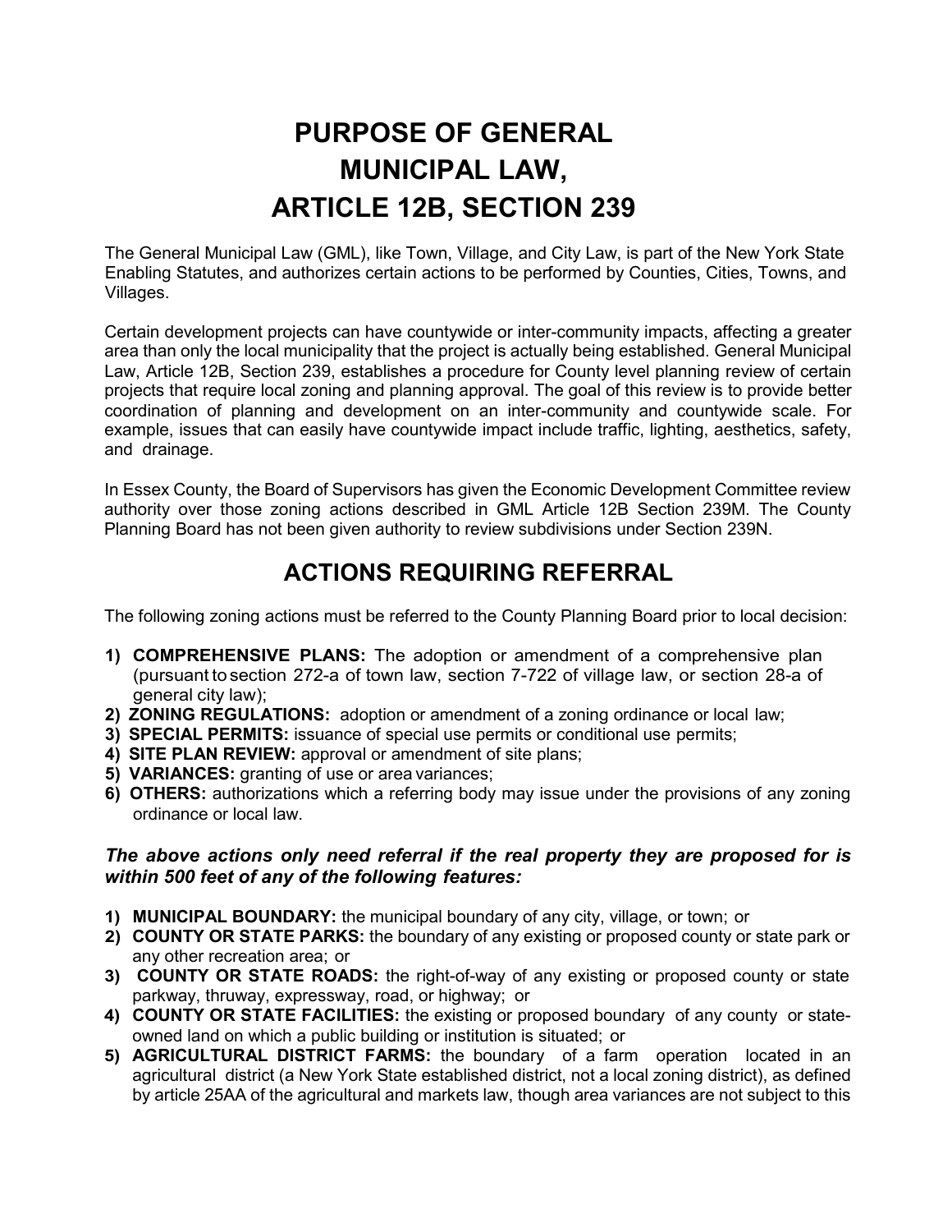# PURPOSE OF GENERAL MUNICIPAL LAW, ARTICLE 12B, SECTION 239

The General Municipal Law (GML), like Town, Village, and City Law, is part of the New York State Enabling Statutes, and authorizes certain actions to be performed by Counties, Cities, Towns, and Villages.

Certain development projects can have countywide or inter-community impacts, affecting a greater area than only the local municipality that the project is actually being established. General Municipal Law, Article 12B, Section 239, establishes a procedure for County level planning review of certain projects that require local zoning and planning approval. The goal of this review is to provide better coordination of planning and development on an inter-community and countywide scale. For example, issues that can easily have countywide impact include traffic, lighting, aesthetics, safety, and drainage.

In Essex County, the Board of Supervisors has given the Economic Development Committee review authority over those zoning actions described in GML Article 12B Section 239M. The County Planning Board has not been given authority to review subdivisions under Section 239N.

## ACTIONS REQUIRING REFERRAL

The following zoning actions must be referred to the County Planning Board prior to local decision:

1) **COMPREHENSIVE PLANS:** The adoption or amendment of a comprehensive plan (pursuant to section 272-a of town law, section 7-722 of village law, or section 28-a of general city law);
2) **ZONING REGULATIONS:** adoption or amendment of a zoning ordinance or local law;
3) **SPECIAL PERMITS:** issuance of special use permits or conditional use permits;
4) **SITE PLAN REVIEW:** approval or amendment of site plans;
5) **VARIANCES:** granting of use or area variances;
6) **OTHERS:** authorizations which a referring body may issue under the provisions of any zoning ordinance or local law.

***The above actions only need referral if the real property they are proposed for is within 500 feet of any of the following features:***

1) **MUNICIPAL BOUNDARY:** the municipal boundary of any city, village, or town; or
2) **COUNTY OR STATE PARKS:** the boundary of any existing or proposed county or state park or any other recreation area; or
3) **COUNTY OR STATE ROADS:** the right-of-way of any existing or proposed county or state parkway, thruway, expressway, road, or highway; or
4) **COUNTY OR STATE FACILITIES:** the existing or proposed boundary of any county or state-owned land on which a public building or institution is situated; or
5) **AGRICULTURAL DISTRICT FARMS:** the boundary of a farm operation located in an agricultural district (a New York State established district, not a local zoning district), as defined by article 25AA of the agricultural and markets law, though area variances are not subject to this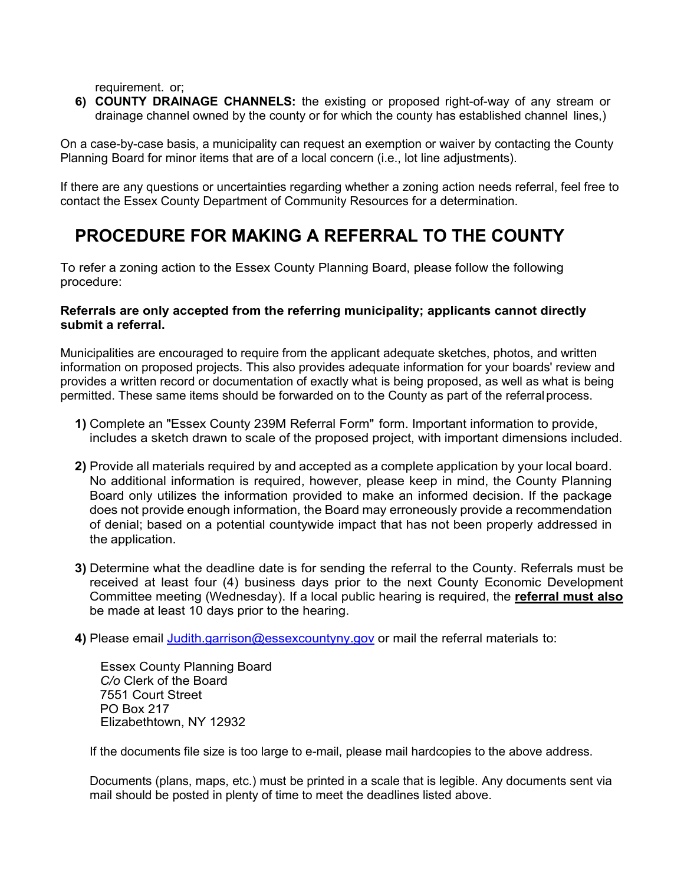requirement. or;

6) **COUNTY DRAINAGE CHANNELS:** the existing or proposed right-of-way of any stream or drainage channel owned by the county or for which the county has established channel lines,)

On a case-by-case basis, a municipality can request an exemption or waiver by contacting the County Planning Board for minor items that are of a local concern (i.e., lot line adjustments).

If there are any questions or uncertainties regarding whether a zoning action needs referral, feel free to contact the Essex County Department of Community Resources for a determination.

## PROCEDURE FOR MAKING A REFERRAL TO THE COUNTY

To refer a zoning action to the Essex County Planning Board, please follow the following procedure:

**Referrals are only accepted from the referring municipality; applicants cannot directly submit a referral.**

Municipalities are encouraged to require from the applicant adequate sketches, photos, and written information on proposed projects. This also provides adequate information for your boards' review and provides a written record or documentation of exactly what is being proposed, as well as what is being permitted. These same items should be forwarded on to the County as part of the referral process.

1) Complete an "Essex County 239M Referral Form" form. Important information to provide, includes a sketch drawn to scale of the proposed project, with important dimensions included.

2) Provide all materials required by and accepted as a complete application by your local board. No additional information is required, however, please keep in mind, the County Planning Board only utilizes the information provided to make an informed decision. If the package does not provide enough information, the Board may erroneously provide a recommendation of denial; based on a potential countywide impact that has not been properly addressed in the application.

3) Determine what the deadline date is for sending the referral to the County. Referrals must be received at least four (4) business days prior to the next County Economic Development Committee meeting (Wednesday). If a local public hearing is required, the **referral must also** be made at least 10 days prior to the hearing.

4) Please email Judith.garrison@essexcountyny.gov or mail the referral materials to:

   Essex County Planning Board
   *C/o* Clerk of the Board
   7551 Court Street
   PO Box 217
   Elizabethtown, NY 12932

   If the documents file size is too large to e-mail, please mail hardcopies to the above address.

   Documents (plans, maps, etc.) must be printed in a scale that is legible. Any documents sent via mail should be posted in plenty of time to meet the deadlines listed above.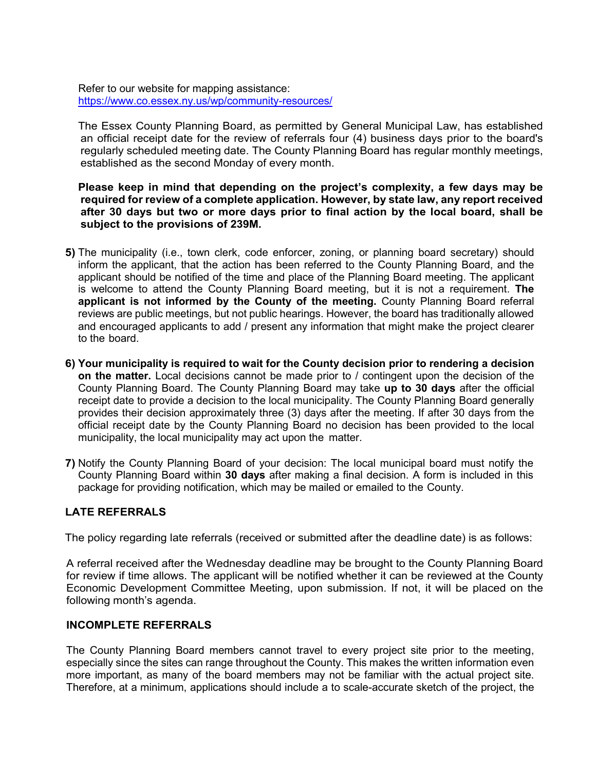Refer to our website for mapping assistance:
https://www.co.essex.ny.us/wp/community-resources/

The Essex County Planning Board, as permitted by General Municipal Law, has established an official receipt date for the review of referrals four (4) business days prior to the board's regularly scheduled meeting date. The County Planning Board has regular monthly meetings, established as the second Monday of every month.

**Please keep in mind that depending on the project's complexity, a few days may be required for review of a complete application. However, by state law, any report received after 30 days but two or more days prior to final action by the local board, shall be subject to the provisions of 239M.**

5) The municipality (i.e., town clerk, code enforcer, zoning, or planning board secretary) should inform the applicant, that the action has been referred to the County Planning Board, and the applicant should be notified of the time and place of the Planning Board meeting. The applicant is welcome to attend the County Planning Board meeting, but it is not a requirement. **The applicant is not informed by the County of the meeting.** County Planning Board referral reviews are public meetings, but not public hearings. However, the board has traditionally allowed and encouraged applicants to add / present any information that might make the project clearer to the board.

6) **Your municipality is required to wait for the County decision prior to rendering a decision on the matter.** Local decisions cannot be made prior to / contingent upon the decision of the County Planning Board. The County Planning Board may take **up to 30 days** after the official receipt date to provide a decision to the local municipality. The County Planning Board generally provides their decision approximately three (3) days after the meeting. If after 30 days from the official receipt date by the County Planning Board no decision has been provided to the local municipality, the local municipality may act upon the matter.

7) Notify the County Planning Board of your decision: The local municipal board must notify the County Planning Board within **30 days** after making a final decision. A form is included in this package for providing notification, which may be mailed or emailed to the County.

## LATE REFERRALS

The policy regarding late referrals (received or submitted after the deadline date) is as follows:

A referral received after the Wednesday deadline may be brought to the County Planning Board for review if time allows. The applicant will be notified whether it can be reviewed at the County Economic Development Committee Meeting, upon submission. If not, it will be placed on the following month's agenda.

## INCOMPLETE REFERRALS

The County Planning Board members cannot travel to every project site prior to the meeting, especially since the sites can range throughout the County. This makes the written information even more important, as many of the board members may not be familiar with the actual project site. Therefore, at a minimum, applications should include a to scale-accurate sketch of the project, the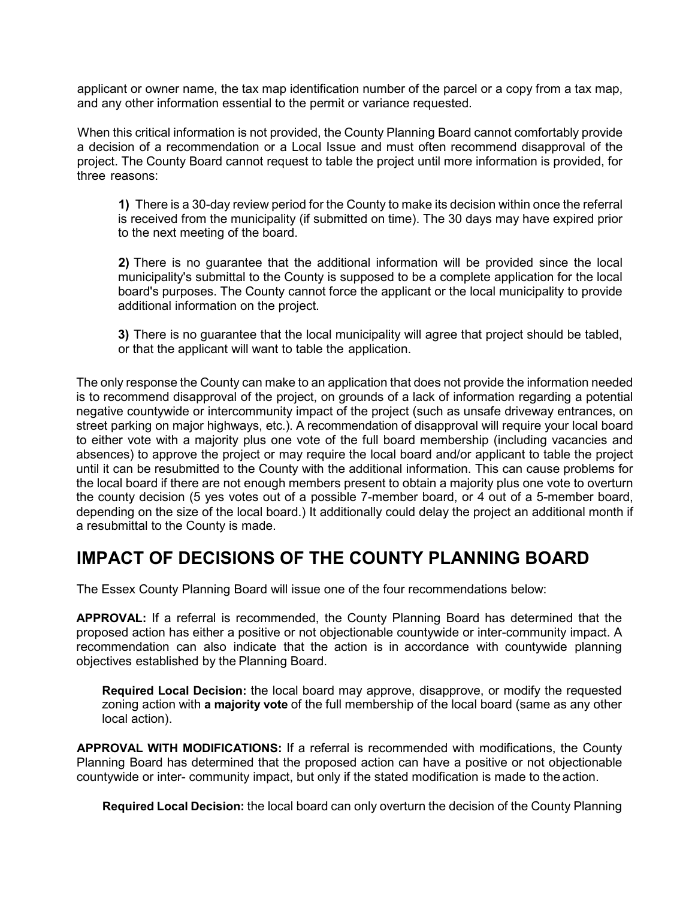applicant or owner name, the tax map identification number of the parcel or a copy from a tax map, and any other information essential to the permit or variance requested.

When this critical information is not provided, the County Planning Board cannot comfortably provide a decision of a recommendation or a Local Issue and must often recommend disapproval of the project. The County Board cannot request to table the project until more information is provided, for three reasons:

> **1)** There is a 30-day review period for the County to make its decision within once the referral is received from the municipality (if submitted on time). The 30 days may have expired prior to the next meeting of the board.
>
> **2)** There is no guarantee that the additional information will be provided since the local municipality's submittal to the County is supposed to be a complete application for the local board's purposes. The County cannot force the applicant or the local municipality to provide additional information on the project.
>
> **3)** There is no guarantee that the local municipality will agree that project should be tabled, or that the applicant will want to table the application.

The only response the County can make to an application that does not provide the information needed is to recommend disapproval of the project, on grounds of a lack of information regarding a potential negative countywide or intercommunity impact of the project (such as unsafe driveway entrances, on street parking on major highways, etc.). A recommendation of disapproval will require your local board to either vote with a majority plus one vote of the full board membership (including vacancies and absences) to approve the project or may require the local board and/or applicant to table the project until it can be resubmitted to the County with the additional information. This can cause problems for the local board if there are not enough members present to obtain a majority plus one vote to overturn the county decision (5 yes votes out of a possible 7-member board, or 4 out of a 5-member board, depending on the size of the local board.) It additionally could delay the project an additional month if a resubmittal to the County is made.

## IMPACT OF DECISIONS OF THE COUNTY PLANNING BOARD

The Essex County Planning Board will issue one of the four recommendations below:

**APPROVAL:** If a referral is recommended, the County Planning Board has determined that the proposed action has either a positive or not objectionable countywide or inter-community impact. A recommendation can also indicate that the action is in accordance with countywide planning objectives established by the Planning Board.

> **Required Local Decision:** the local board may approve, disapprove, or modify the requested zoning action with **a majority vote** of the full membership of the local board (same as any other local action).

**APPROVAL WITH MODIFICATIONS:** If a referral is recommended with modifications, the County Planning Board has determined that the proposed action can have a positive or not objectionable countywide or inter- community impact, but only if the stated modification is made to the action.

> **Required Local Decision:** the local board can only overturn the decision of the County Planning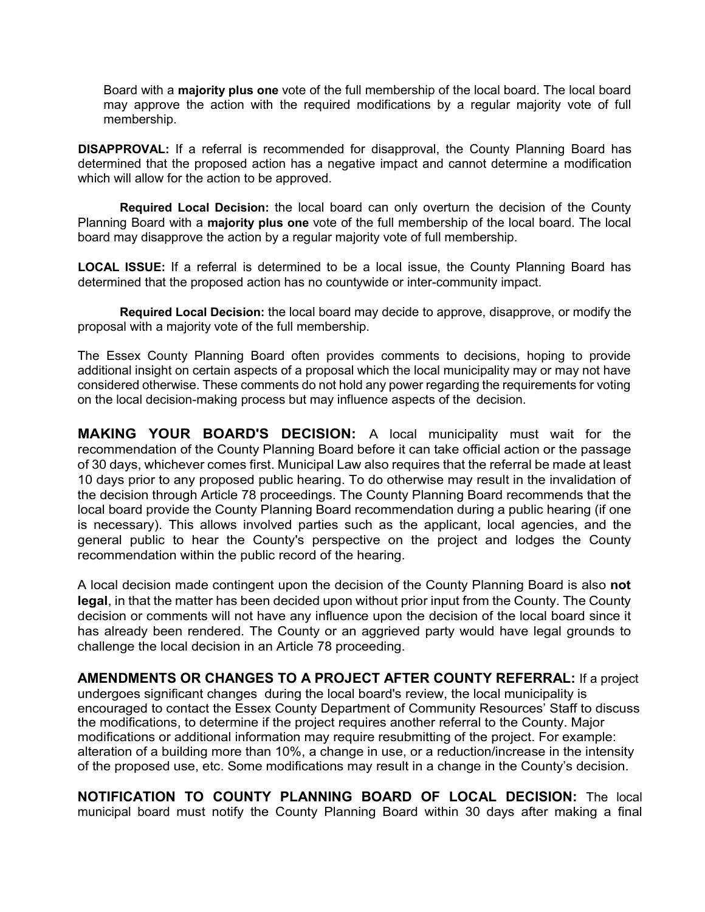Board with a **majority plus one** vote of the full membership of the local board. The local board may approve the action with the required modifications by a regular majority vote of full membership.

**DISAPPROVAL:** If a referral is recommended for disapproval, the County Planning Board has determined that the proposed action has a negative impact and cannot determine a modification which will allow for the action to be approved.

**Required Local Decision:** the local board can only overturn the decision of the County Planning Board with a **majority plus one** vote of the full membership of the local board. The local board may disapprove the action by a regular majority vote of full membership.

**LOCAL ISSUE:** If a referral is determined to be a local issue, the County Planning Board has determined that the proposed action has no countywide or inter-community impact.

**Required Local Decision:** the local board may decide to approve, disapprove, or modify the proposal with a majority vote of the full membership.

The Essex County Planning Board often provides comments to decisions, hoping to provide additional insight on certain aspects of a proposal which the local municipality may or may not have considered otherwise. These comments do not hold any power regarding the requirements for voting on the local decision-making process but may influence aspects of the decision.

**MAKING YOUR BOARD'S DECISION:** A local municipality must wait for the recommendation of the County Planning Board before it can take official action or the passage of 30 days, whichever comes first. Municipal Law also requires that the referral be made at least 10 days prior to any proposed public hearing. To do otherwise may result in the invalidation of the decision through Article 78 proceedings. The County Planning Board recommends that the local board provide the County Planning Board recommendation during a public hearing (if one is necessary). This allows involved parties such as the applicant, local agencies, and the general public to hear the County's perspective on the project and lodges the County recommendation within the public record of the hearing.

A local decision made contingent upon the decision of the County Planning Board is also **not legal**, in that the matter has been decided upon without prior input from the County. The County decision or comments will not have any influence upon the decision of the local board since it has already been rendered. The County or an aggrieved party would have legal grounds to challenge the local decision in an Article 78 proceeding.

**AMENDMENTS OR CHANGES TO A PROJECT AFTER COUNTY REFERRAL:** If a project undergoes significant changes during the local board's review, the local municipality is encouraged to contact the Essex County Department of Community Resources' Staff to discuss the modifications, to determine if the project requires another referral to the County. Major modifications or additional information may require resubmitting of the project. For example: alteration of a building more than 10%, a change in use, or a reduction/increase in the intensity of the proposed use, etc. Some modifications may result in a change in the County's decision.

**NOTIFICATION TO COUNTY PLANNING BOARD OF LOCAL DECISION:** The local municipal board must notify the County Planning Board within 30 days after making a final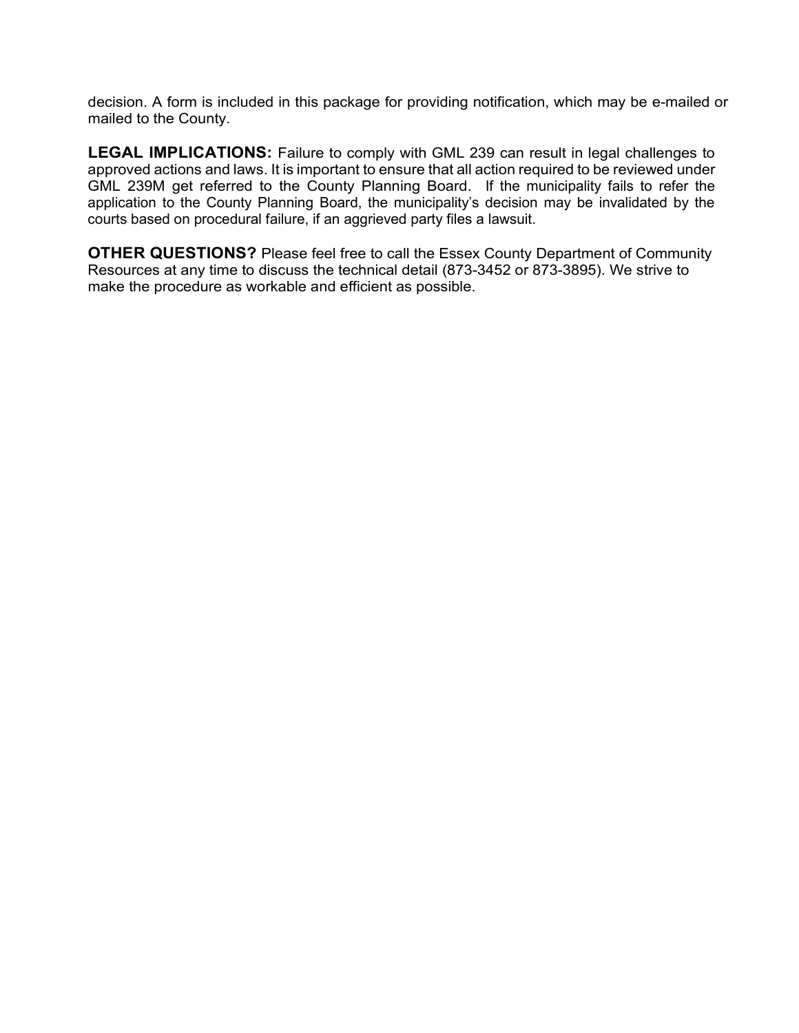decision. A form is included in this package for providing notification, which may be e-mailed or mailed to the County.

**LEGAL IMPLICATIONS:** Failure to comply with GML 239 can result in legal challenges to approved actions and laws. It is important to ensure that all action required to be reviewed under GML 239M get referred to the County Planning Board. If the municipality fails to refer the application to the County Planning Board, the municipality's decision may be invalidated by the courts based on procedural failure, if an aggrieved party files a lawsuit.

**OTHER QUESTIONS?** Please feel free to call the Essex County Department of Community Resources at any time to discuss the technical detail (873-3452 or 873-3895). We strive to make the procedure as workable and efficient as possible.